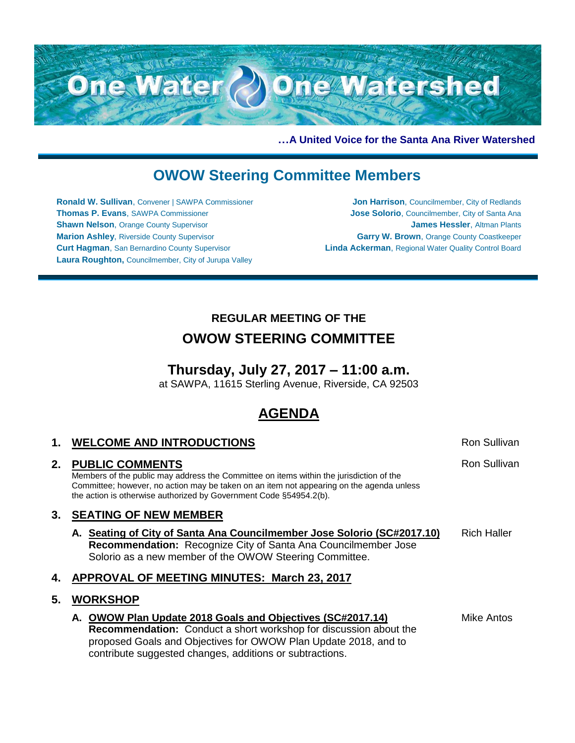# One Water One Watershed

**…A United Voice for the Santa Ana River Watershed**

## OWOW Steering Committee Members

**Ronald W. Sullivan**, Convener | SAWPA Commissioner
**Thomas P. Evans**, SAWPA Commissioner
**Shawn Nelson**, Orange County Supervisor
**Marion Ashley**, Riverside County Supervisor
**Curt Hagman**, San Bernardino County Supervisor
**Laura Roughton,** Councilmember, City of Jurupa Valley
**Jon Harrison**, Councilmember, City of Redlands
**Jose Solorio**, Councilmember, City of Santa Ana
**James Hessler**, Altman Plants
**Garry W. Brown**, Orange County Coastkeeper
**Linda Ackerman**, Regional Water Quality Control Board

### REGULAR MEETING OF THE

## OWOW STEERING COMMITTEE

## Thursday, July 27, 2017 – 11:00 a.m.

at SAWPA, 11615 Sterling Avenue, Riverside, CA 92503

# AGENDA

**1. WELCOME AND INTRODUCTIONS** — Ron Sullivan

**2. PUBLIC COMMENTS** — Ron Sullivan

Members of the public may address the Committee on items within the jurisdiction of the Committee; however, no action may be taken on an item not appearing on the agenda unless the action is otherwise authorized by Government Code §54954.2(b).

**3. SEATING OF NEW MEMBER**

**A. Seating of City of Santa Ana Councilmember Jose Solorio (SC#2017.10)** — Rich Haller
**Recommendation:** Recognize City of Santa Ana Councilmember Jose Solorio as a new member of the OWOW Steering Committee.

**4. APPROVAL OF MEETING MINUTES: March 23, 2017**

**5. WORKSHOP**

**A. OWOW Plan Update 2018 Goals and Objectives (SC#2017.14)** — Mike Antos
**Recommendation:** Conduct a short workshop for discussion about the proposed Goals and Objectives for OWOW Plan Update 2018, and to contribute suggested changes, additions or subtractions.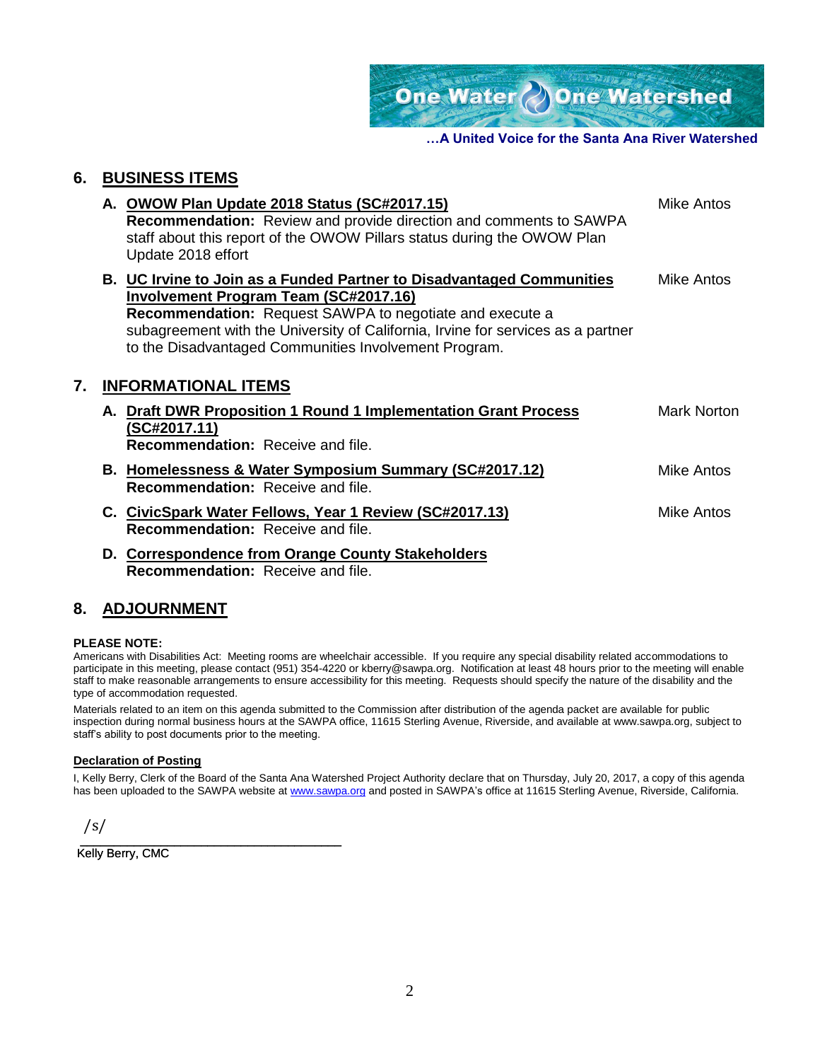**…A United Voice for the Santa Ana River Watershed**

## 6. BUSINESS ITEMS

**A. OWOW Plan Update 2018 Status (SC#2017.15)** — Mike Antos
**Recommendation:** Review and provide direction and comments to SAWPA staff about this report of the OWOW Pillars status during the OWOW Plan Update 2018 effort

**B. UC Irvine to Join as a Funded Partner to Disadvantaged Communities Involvement Program Team (SC#2017.16)** — Mike Antos
**Recommendation:** Request SAWPA to negotiate and execute a subagreement with the University of California, Irvine for services as a partner to the Disadvantaged Communities Involvement Program.

## 7. INFORMATIONAL ITEMS

**A. Draft DWR Proposition 1 Round 1 Implementation Grant Process (SC#2017.11)** — Mark Norton
**Recommendation:** Receive and file.

**B. Homelessness & Water Symposium Summary (SC#2017.12)** — Mike Antos
**Recommendation:** Receive and file.

**C. CivicSpark Water Fellows, Year 1 Review (SC#2017.13)** — Mike Antos
**Recommendation:** Receive and file.

**D. Correspondence from Orange County Stakeholders**
**Recommendation:** Receive and file.

## 8. ADJOURNMENT

**PLEASE NOTE:**
Americans with Disabilities Act: Meeting rooms are wheelchair accessible. If you require any special disability related accommodations to participate in this meeting, please contact (951) 354-4220 or kberry@sawpa.org. Notification at least 48 hours prior to the meeting will enable staff to make reasonable arrangements to ensure accessibility for this meeting. Requests should specify the nature of the disability and the type of accommodation requested.

Materials related to an item on this agenda submitted to the Commission after distribution of the agenda packet are available for public inspection during normal business hours at the SAWPA office, 11615 Sterling Avenue, Riverside, and available at www.sawpa.org, subject to staff's ability to post documents prior to the meeting.

**Declaration of Posting**

I, Kelly Berry, Clerk of the Board of the Santa Ana Watershed Project Authority declare that on Thursday, July 20, 2017, a copy of this agenda has been uploaded to the SAWPA website at www.sawpa.org and posted in SAWPA's office at 11615 Sterling Avenue, Riverside, California.

/s/
___________________________________
Kelly Berry, CMC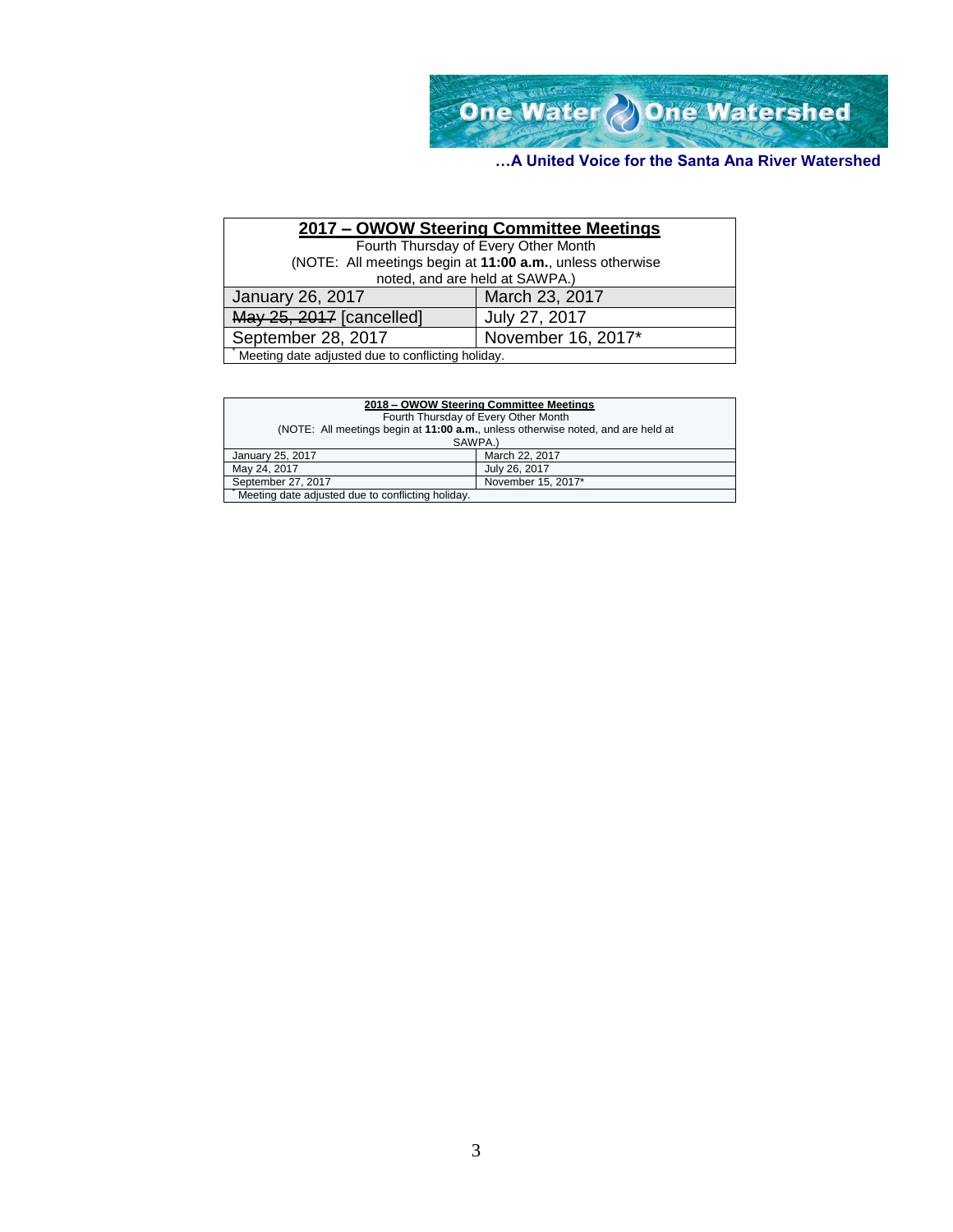**…A United Voice for the Santa Ana River Watershed**

| 2017 – OWOW Steering Committee Meetings | |
| --- | --- |
| Fourth Thursday of Every Other Month<br>(NOTE: All meetings begin at **11:00 a.m.**, unless otherwise noted, and are held at SAWPA.) | |
| January 26, 2017 | March 23, 2017 |
| ~~May 25, 2017~~ [cancelled] | July 27, 2017 |
| September 28, 2017 | November 16, 2017* |
| * Meeting date adjusted due to conflicting holiday. | |

| 2018 – OWOW Steering Committee Meetings | |
| --- | --- |
| Fourth Thursday of Every Other Month<br>(NOTE: All meetings begin at **11:00 a.m.**, unless otherwise noted, and are held at SAWPA.) | |
| January 25, 2017 | March 22, 2017 |
| May 24, 2017 | July 26, 2017 |
| September 27, 2017 | November 15, 2017* |
| * Meeting date adjusted due to conflicting holiday. | |